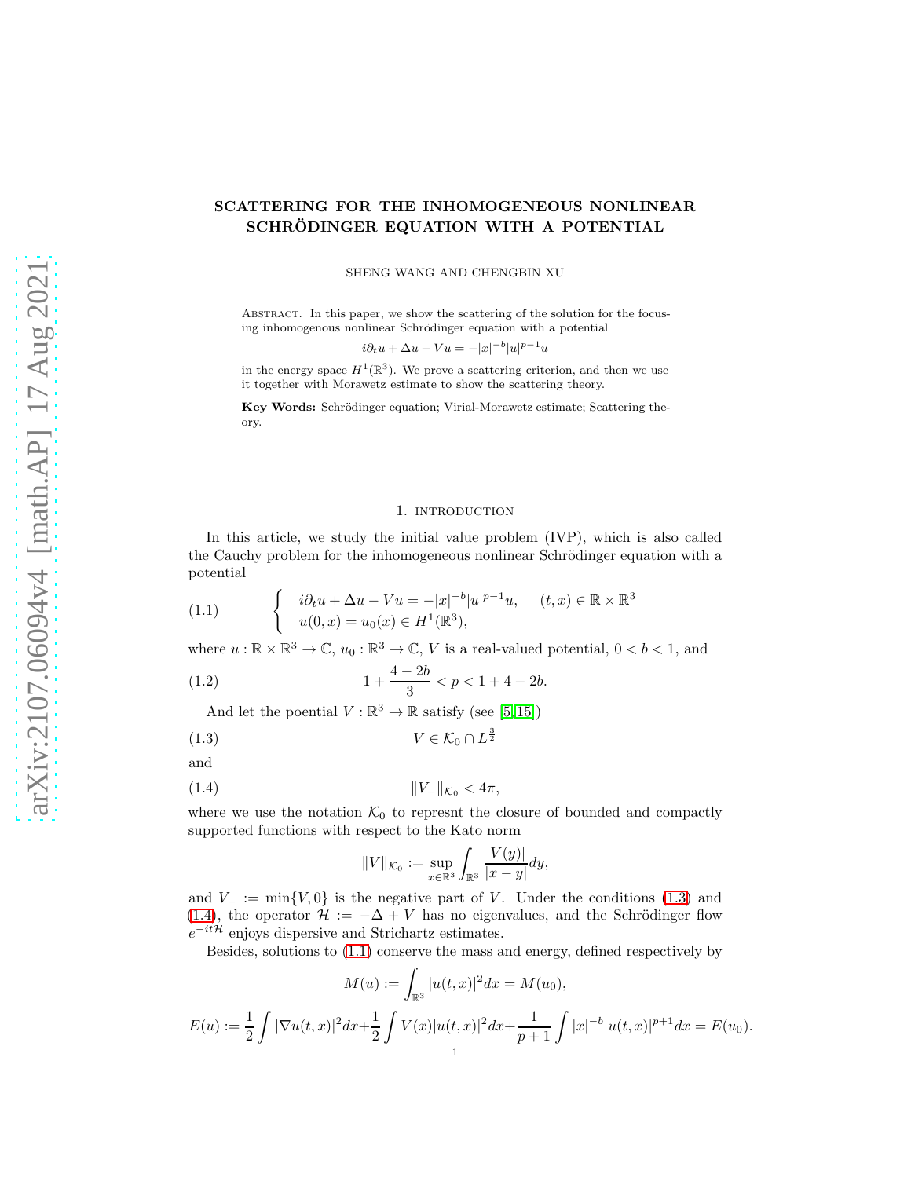# SCATTERING FOR THE INHOMOGENEOUS NONLINEAR SCHRÖDINGER EQUATION WITH A POTENTIAL

SHENG WANG AND CHENGBIN XU

ABSTRACT. In this paper, we show the scattering of the solution for the focusing inhomogenous nonlinear Schrödinger equation with a potential

$$i\partial_t u + \Delta u - Vu = -|x|^{-b}|u|^{p-1}u$$

in the energy space $H^1(\mathbb{R}^3)$. We prove a scattering criterion, and then we use it together with Morawetz estimate to show the scattering theory.

**Key Words:** Schrödinger equation; Virial-Morawetz estimate; Scattering theory.

## 1. introduction

In this article, we study the initial value problem (IVP), which is also called the Cauchy problem for the inhomogeneous nonlinear Schrödinger equation with a potential

$$\begin{cases} i\partial_t u + \Delta u - Vu = -|x|^{-b}|u|^{p-1}u, & (t,x) \in \mathbb{R} \times \mathbb{R}^3 \\ u(0,x) = u_0(x) \in H^1(\mathbb{R}^3), \end{cases} \tag{1.1}$$

where $u : \mathbb{R} \times \mathbb{R}^3 \to \mathbb{C}$, $u_0 : \mathbb{R}^3 \to \mathbb{C}$, $V$ is a real-valued potential, $0 < b < 1$, and

$$1 + \frac{4-2b}{3} < p < 1 + 4 - 2b. \tag{1.2}$$

And let the poential $V : \mathbb{R}^3 \to \mathbb{R}$ satisfy (see [5, 15])

$$V \in \mathcal{K}_0 \cap L^{\frac{3}{2}} \tag{1.3}$$

and

$$\|V_-\|_{\mathcal{K}_0} < 4\pi, \tag{1.4}$$

where we use the notation $\mathcal{K}_0$ to represnt the closure of bounded and compactly supported functions with respect to the Kato norm

$$\|V\|_{\mathcal{K}_0} := \sup_{x \in \mathbb{R}^3} \int_{\mathbb{R}^3} \frac{|V(y)|}{|x-y|} dy,$$

and $V_- := \min\{V, 0\}$ is the negative part of $V$. Under the conditions (1.3) and (1.4), the operator $\mathcal{H} := -\Delta + V$ has no eigenvalues, and the Schrödinger flow $e^{-it\mathcal{H}}$ enjoys dispersive and Strichartz estimates.

Besides, solutions to (1.1) conserve the mass and energy, defined respectively by

$$M(u) := \int_{\mathbb{R}^3} |u(t,x)|^2 dx = M(u_0),$$

$$E(u) := \frac{1}{2}\int |\nabla u(t,x)|^2 dx + \frac{1}{2}\int V(x)|u(t,x)|^2 dx + \frac{1}{p+1}\int |x|^{-b}|u(t,x)|^{p+1} dx = E(u_0).$$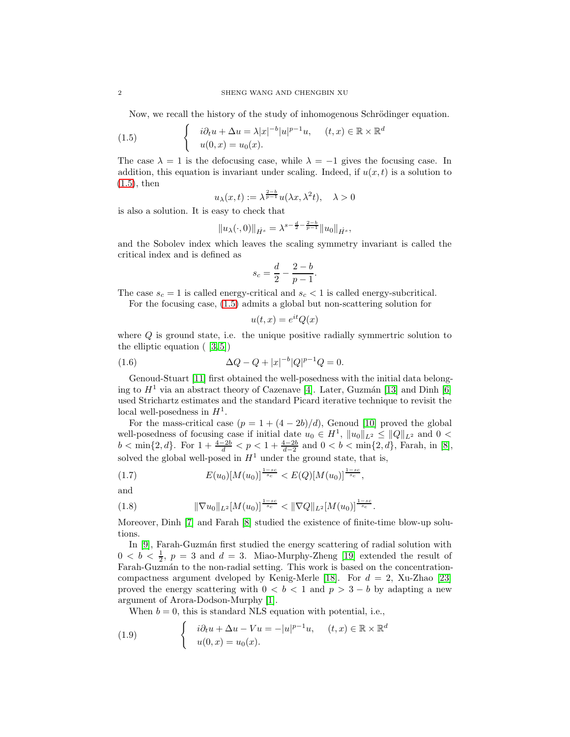Now, we recall the history of the study of inhomogenous Schrödinger equation.

$$
\begin{cases} i\partial_t u + \Delta u = \lambda |x|^{-b}|u|^{p-1}u, & (t,x) \in \mathbb{R}\times\mathbb{R}^d \\ u(0,x) = u_0(x). \end{cases} \tag{1.5}
$$

The case $\lambda = 1$ is the defocusing case, while $\lambda = -1$ gives the focusing case. In addition, this equation is invariant under scaling. Indeed, if $u(x,t)$ is a solution to (1.5), then

$$
u_\lambda(x,t) := \lambda^{\frac{2-b}{p-1}} u(\lambda x, \lambda^2 t), \quad \lambda > 0
$$

is also a solution. It is easy to check that

$$
\|u_\lambda(\cdot,0)\|_{\dot{H}^s} = \lambda^{s-\frac{d}{2}-\frac{2-b}{p-1}} \|u_0\|_{\dot{H}^s},
$$

and the Sobolev index which leaves the scaling symmetry invariant is called the critical index and is defined as

$$
s_c = \frac{d}{2} - \frac{2-b}{p-1}.
$$

The case $s_c = 1$ is called energy-critical and $s_c < 1$ is called energy-subcritical.

For the focusing case, (1.5) admits a global but non-scattering solution for

$$
u(t,x) = e^{it}Q(x)
$$

where $Q$ is ground state, i.e. the unique positive radially symmertric solution to the elliptic equation ( [3,5])

$$
\Delta Q - Q + |x|^{-b}|Q|^{p-1}Q = 0. \tag{1.6}
$$

Genoud-Stuart [11] first obtained the well-posedness with the initial data belonging to $H^1$ via an abstract theory of Cazenave [4]. Later, Guzmán [13] and Dinh [6] used Strichartz estimates and the standard Picard iterative technique to revisit the local well-posedness in $H^1$.

For the mass-critical case ($p = 1 + (4-2b)/d$), Genoud [10] proved the global well-posedness of focusing case if initial date $u_0 \in H^1$, $\|u_0\|_{L^2} \le \|Q\|_{L^2}$ and $0 < b < \min\{2, d\}$. For $1 + \frac{4-2b}{d} < p < 1 + \frac{4-2b}{d-2}$ and $0 < b < \min\{2, d\}$, Farah, in [8], solved the global well-posed in $H^1$ under the ground state, that is,

$$
E(u_0)[M(u_0)]^{\frac{1-s_c}{s_c}} < E(Q)[M(u_0)]^{\frac{1-s_c}{s_c}}, \tag{1.7}
$$

and

$$
\|\nabla u_0\|_{L^2}[M(u_0)]^{\frac{1-s_c}{s_c}} < \|\nabla Q\|_{L^2}[M(u_0)]^{\frac{1-s_c}{s_c}}. \tag{1.8}
$$

Moreover, Dinh [7] and Farah [8] studied the existence of finite-time blow-up solutions.

In [9], Farah-Guzmán first studied the energy scattering of radial solution with $0 < b < \frac{1}{2}$, $p = 3$ and $d = 3$. Miao-Murphy-Zheng [19] extended the result of Farah-Guzmán to the non-radial setting. This work is based on the concentration-compactness argument dveloped by Kenig-Merle [18]. For $d = 2$, Xu-Zhao [23] proved the energy scattering with $0 < b < 1$ and $p > 3 - b$ by adapting a new argument of Arora-Dodson-Murphy [1].

When $b = 0$, this is standard NLS equation with potential, i.e.,

$$
\begin{cases} i\partial_t u + \Delta u - Vu = -|u|^{p-1}u, & (t,x) \in \mathbb{R}\times\mathbb{R}^d \\ u(0,x) = u_0(x). \end{cases} \tag{1.9}
$$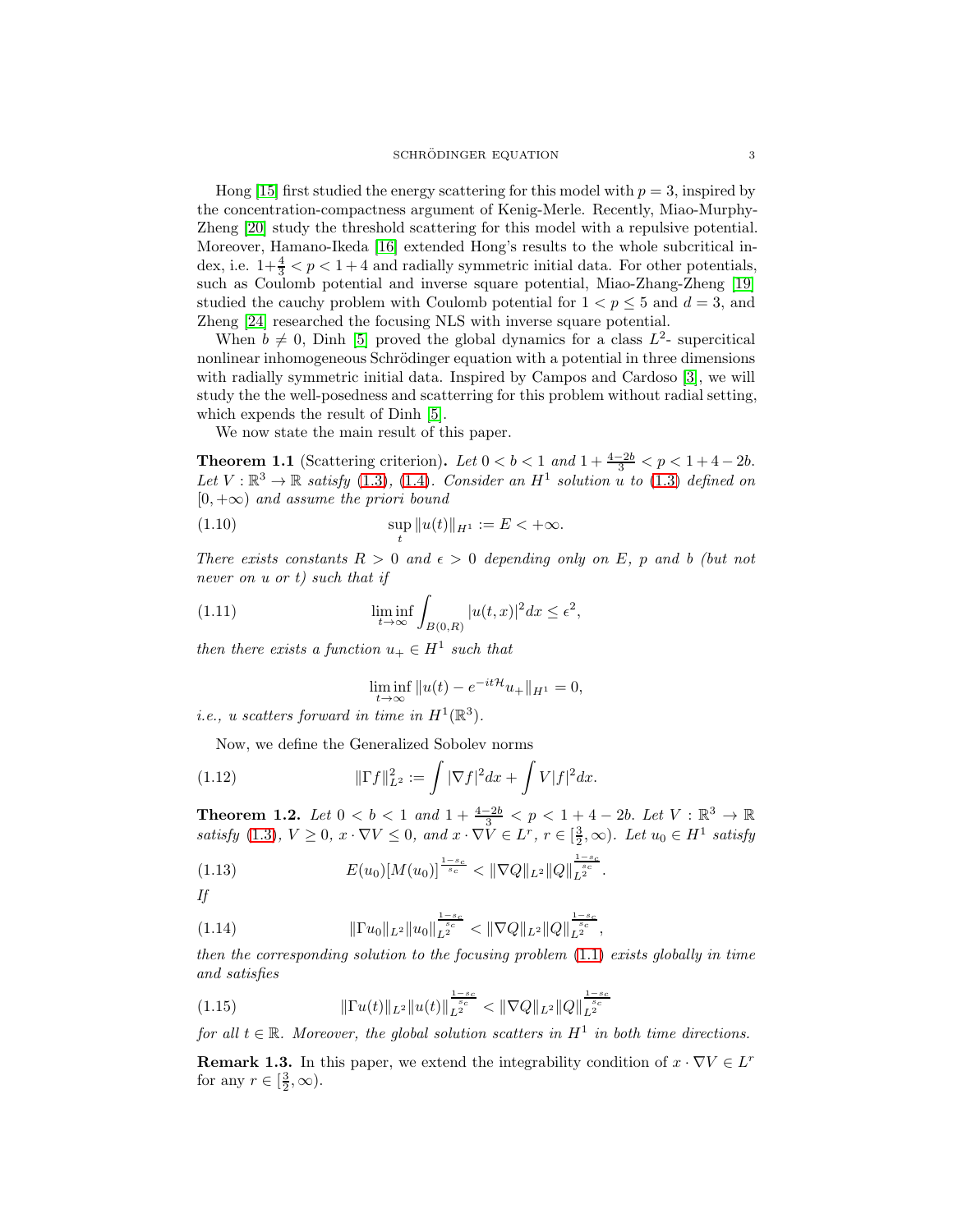Hong [15] first studied the energy scattering for this model with $p = 3$, inspired by the concentration-compactness argument of Kenig-Merle. Recently, Miao-Murphy-Zheng [20] study the threshold scattering for this model with a repulsive potential. Moreover, Hamano-Ikeda [16] extended Hong's results to the whole subcritical index, i.e. $1+\frac{4}{3} < p < 1+4$ and radially symmetric initial data. For other potentials, such as Coulomb potential and inverse square potential, Miao-Zhang-Zheng [19] studied the cauchy problem with Coulomb potential for $1 < p \leq 5$ and $d = 3$, and Zheng [24] researched the focusing NLS with inverse square potential.

When $b \neq 0$, Dinh [5] proved the global dynamics for a class $L^2$- supercritical nonlinear inhomogeneous Schrödinger equation with a potential in three dimensions with radially symmetric initial data. Inspired by Campos and Cardoso [3], we will study the the well-posedness and scatterring for this problem without radial setting, which expends the result of Dinh [5].

We now state the main result of this paper.

**Theorem 1.1** (Scattering criterion)**.** *Let $0 < b < 1$ and $1+\frac{4-2b}{3} < p < 1+4-2b$. Let $V : \mathbb{R}^3 \to \mathbb{R}$ satisfy (1.3), (1.4). Consider an $H^1$ solution $u$ to (1.3) defined on $[0, +\infty)$ and assume the priori bound*

$$\sup_t \|u(t)\|_{H^1} := E < +\infty. \tag{1.10}$$

*There exists constants $R > 0$ and $\epsilon > 0$ depending only on $E$, $p$ and $b$ (but not never on $u$ or $t$) such that if*

$$\liminf_{t\to\infty} \int_{B(0,R)} |u(t,x)|^2 dx \leq \epsilon^2, \tag{1.11}$$

*then there exists a function $u_+ \in H^1$ such that*

$$\liminf_{t\to\infty} \|u(t) - e^{-it\mathcal{H}}u_+\|_{H^1} = 0,$$

*i.e., $u$ scatters forward in time in $H^1(\mathbb{R}^3)$.*

Now, we define the Generalized Sobolev norms

$$\|\Gamma f\|_{L^2}^2 := \int |\nabla f|^2 dx + \int V|f|^2 dx. \tag{1.12}$$

**Theorem 1.2.** *Let $0 < b < 1$ and $1+\frac{4-2b}{3} < p < 1+4-2b$. Let $V : \mathbb{R}^3 \to \mathbb{R}$ satisfy (1.3), $V \geq 0$, $x \cdot \nabla V \leq 0$, and $x \cdot \nabla V \in L^r$, $r \in [\frac{3}{2}, \infty)$. Let $u_0 \in H^1$ satisfy*

$$E(u_0)[M(u_0)]^{\frac{1-s_c}{s_c}} < \|\nabla Q\|_{L^2} \|Q\|_{L^2}^{\frac{1-s_c}{s_c}}. \tag{1.13}$$

*If*

$$\|\Gamma u_0\|_{L^2} \|u_0\|_{L^2}^{\frac{1-s_c}{s_c}} < \|\nabla Q\|_{L^2} \|Q\|_{L^2}^{\frac{1-s_c}{s_c}}, \tag{1.14}$$

*then the corresponding solution to the focusing problem (1.1) exists globally in time and satisfies*

$$\|\Gamma u(t)\|_{L^2} \|u(t)\|_{L^2}^{\frac{1-s_c}{s_c}} < \|\nabla Q\|_{L^2} \|Q\|_{L^2}^{\frac{1-s_c}{s_c}} \tag{1.15}$$

*for all $t \in \mathbb{R}$. Moreover, the global solution scatters in $H^1$ in both time directions.*

**Remark 1.3.** In this paper, we extend the integrability condition of $x \cdot \nabla V \in L^r$ for any $r \in [\frac{3}{2}, \infty)$.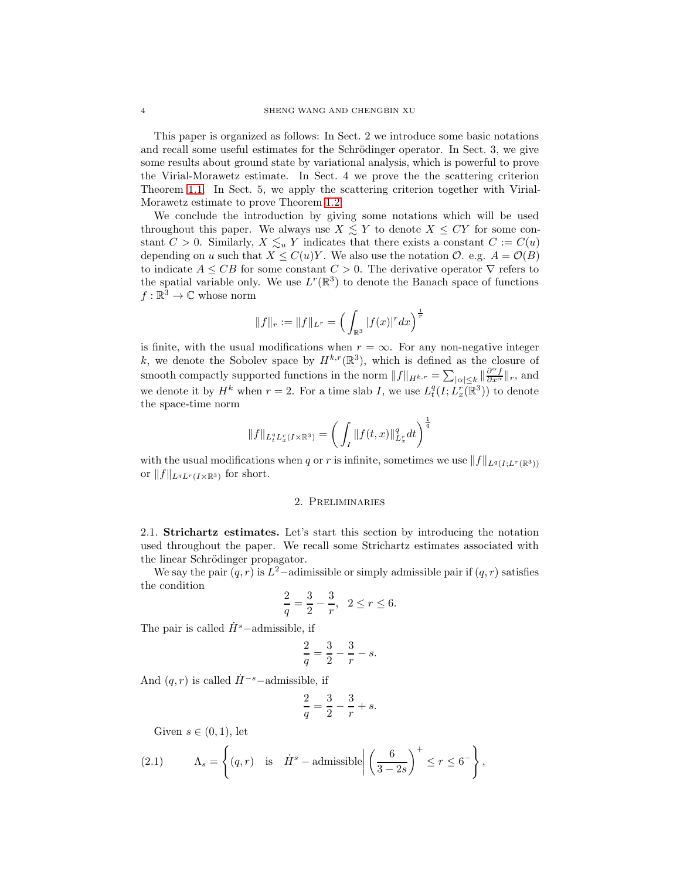This paper is organized as follows: In Sect. 2 we introduce some basic notations and recall some useful estimates for the Schrödinger operator. In Sect. 3, we give some results about ground state by variational analysis, which is powerful to prove the Virial-Morawetz estimate. In Sect. 4 we prove the the scattering criterion Theorem 1.1. In Sect. 5, we apply the scattering criterion together with Virial-Morawetz estimate to prove Theorem 1.2.

We conclude the introduction by giving some notations which will be used throughout this paper. We always use $X \lesssim Y$ to denote $X \leq CY$ for some constant $C > 0$. Similarly, $X \lesssim_u Y$ indicates that there exists a constant $C := C(u)$ depending on $u$ such that $X \leq C(u)Y$. We also use the notation $\mathcal{O}$. e.g. $A = \mathcal{O}(B)$ to indicate $A \leq CB$ for some constant $C > 0$. The derivative operator $\nabla$ refers to the spatial variable only. We use $L^r(\mathbb{R}^3)$ to denote the Banach space of functions $f : \mathbb{R}^3 \to \mathbb{C}$ whose norm

$$\|f\|_r := \|f\|_{L^r} = \Big( \int_{\mathbb{R}^3} |f(x)|^r dx \Big)^{\frac{1}{r}}$$

is finite, with the usual modifications when $r = \infty$. For any non-negative integer $k$, we denote the Sobolev space by $H^{k,r}(\mathbb{R}^3)$, which is defined as the closure of smooth compactly supported functions in the norm $\|f\|_{H^{k,r}} = \sum_{|\alpha| \leq k} \|\frac{\partial^\alpha f}{\partial x^\alpha}\|_r$, and we denote it by $H^k$ when $r = 2$. For a time slab $I$, we use $L^q_t(I; L^r_x(\mathbb{R}^3))$ to denote the space-time norm

$$\|f\|_{L^q_t L^r_x(I\times\mathbb{R}^3)} = \left( \int_I \|f(t,x)\|^q_{L^r_x} dt \right)^{\frac{1}{q}}$$

with the usual modifications when $q$ or $r$ is infinite, sometimes we use $\|f\|_{L^q(I;L^r(\mathbb{R}^3))}$ or $\|f\|_{L^q L^r(I\times\mathbb{R}^3)}$ for short.

## 2. Preliminaries

**2.1. Strichartz estimates.** Let's start this section by introducing the notation used throughout the paper. We recall some Strichartz estimates associated with the linear Schrödinger propagator.

We say the pair $(q, r)$ is $L^2-$adimissible or simply admissible pair if $(q, r)$ satisfies the condition

$$\frac{2}{q} = \frac{3}{2} - \frac{3}{r}, \quad 2 \leq r \leq 6.$$

The pair is called $\dot{H}^s-$admissible, if

$$\frac{2}{q} = \frac{3}{2} - \frac{3}{r} - s.$$

And $(q, r)$ is called $\dot{H}^{-s}-$admissible, if

$$\frac{2}{q} = \frac{3}{2} - \frac{3}{r} + s.$$

Given $s \in (0, 1)$, let

$$\Lambda_s = \left\{ (q, r) \quad \text{is} \quad \dot{H}^s - \text{admissible} \middle| \left( \frac{6}{3 - 2s} \right)^+ \leq r \leq 6^- \right\}, \tag{2.1}$$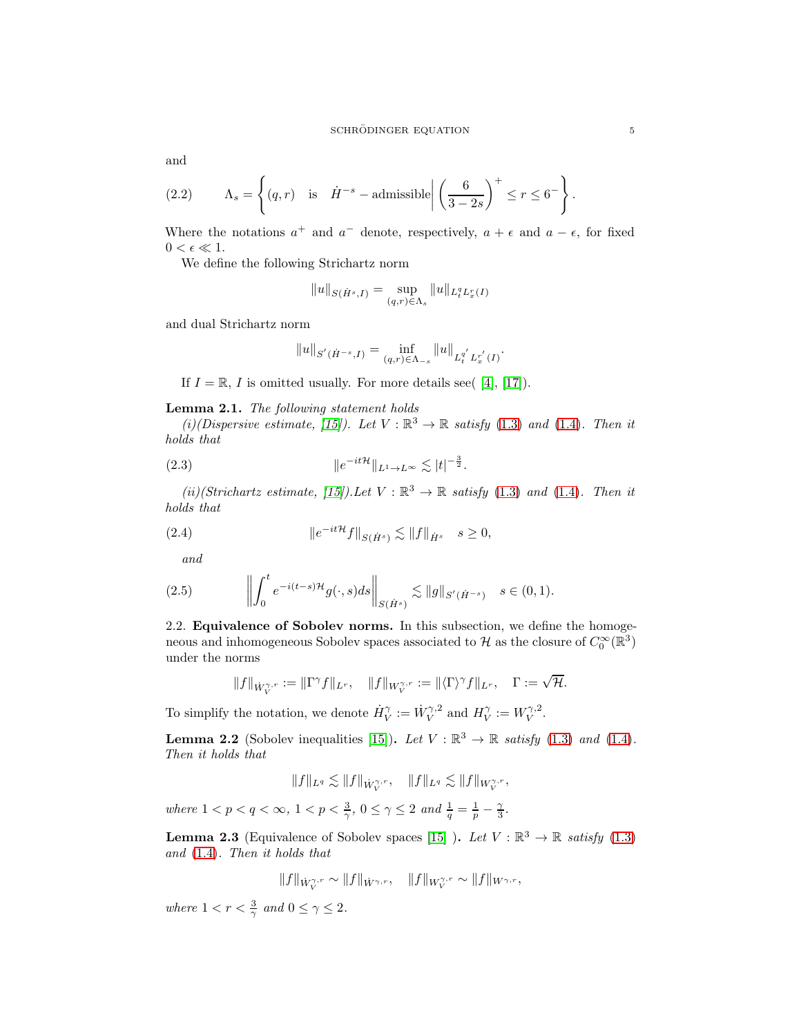and

$$\Lambda_s = \left\{ (q,r) \quad \text{is} \quad \dot{H}^{-s} - \text{admissible} \middle| \left(\frac{6}{3-2s}\right)^+ \leq r \leq 6^- \right\}. \tag{2.2}$$

Where the notations $a^+$ and $a^-$ denote, respectively, $a+\epsilon$ and $a-\epsilon$, for fixed $0<\epsilon \ll 1$.

We define the following Strichartz norm

$$\|u\|_{S(\dot{H}^s, I)} = \sup_{(q,r)\in\Lambda_s} \|u\|_{L_t^q L_x^r(I)}$$

and dual Strichartz norm

$$\|u\|_{S'(\dot{H}^{-s}, I)} = \inf_{(q,r)\in\Lambda_{-s}} \|u\|_{L_t^{q'} L_x^{r'}(I)}.$$

If $I = \mathbb{R}$, $I$ is omitted usually. For more details see( [4], [17]).

**Lemma 2.1.** *The following statement holds*

*(i)(Dispersive estimate, [15]). Let $V : \mathbb{R}^3 \to \mathbb{R}$ satisfy (1.3) and (1.4). Then it holds that*

$$\|e^{-it\mathcal{H}}\|_{L^1\to L^\infty} \lesssim |t|^{-\frac{3}{2}}. \tag{2.3}$$

*(ii)(Strichartz estimate, [15]).Let $V : \mathbb{R}^3 \to \mathbb{R}$ satisfy (1.3) and (1.4). Then it holds that*

$$\|e^{-it\mathcal{H}} f\|_{S(\dot{H}^s)} \lesssim \|f\|_{\dot{H}^s} \quad s \geq 0, \tag{2.4}$$

*and*

$$\left\| \int_0^t e^{-i(t-s)\mathcal{H}} g(\cdot, s) ds \right\|_{S(\dot{H}^s)} \lesssim \|g\|_{S'(\dot{H}^{-s})} \quad s \in (0,1). \tag{2.5}$$

2.2. **Equivalence of Sobolev norms.** In this subsection, we define the homogeneous and inhomogeneous Sobolev spaces associated to $\mathcal{H}$ as the closure of $C_0^\infty(\mathbb{R}^3)$ under the norms

$$\|f\|_{\dot{W}_V^{\gamma,r}} := \|\Gamma^\gamma f\|_{L^r}, \quad \|f\|_{W_V^{\gamma,r}} := \|\langle\Gamma\rangle^\gamma f\|_{L^r}, \quad \Gamma := \sqrt{\mathcal{H}}.$$

To simplify the notation, we denote $\dot{H}_V^\gamma := \dot{W}_V^{\gamma,2}$ and $H_V^\gamma := W_V^{\gamma,2}$.

**Lemma 2.2** (Sobolev inequalities [15])**.** *Let $V : \mathbb{R}^3 \to \mathbb{R}$ satisfy (1.3) and (1.4). Then it holds that*

$$\|f\|_{L^q} \lesssim \|f\|_{\dot{W}_V^{\gamma,r}}, \quad \|f\|_{L^q} \lesssim \|f\|_{W_V^{\gamma,r}},$$

*where $1<p<q<\infty$, $1<p<\frac{3}{\gamma}$, $0\leq\gamma\leq 2$ and $\frac{1}{q} = \frac{1}{p} - \frac{\gamma}{3}$.*

**Lemma 2.3** (Equivalence of Sobolev spaces [15] )**.** *Let $V : \mathbb{R}^3 \to \mathbb{R}$ satisfy (1.3) and (1.4). Then it holds that*

$$\|f\|_{\dot{W}_V^{\gamma,r}} \sim \|f\|_{\dot{W}^{\gamma,r}}, \quad \|f\|_{W_V^{\gamma,r}} \sim \|f\|_{W^{\gamma,r}},$$

*where $1<r<\frac{3}{\gamma}$ and $0\leq\gamma\leq 2$.*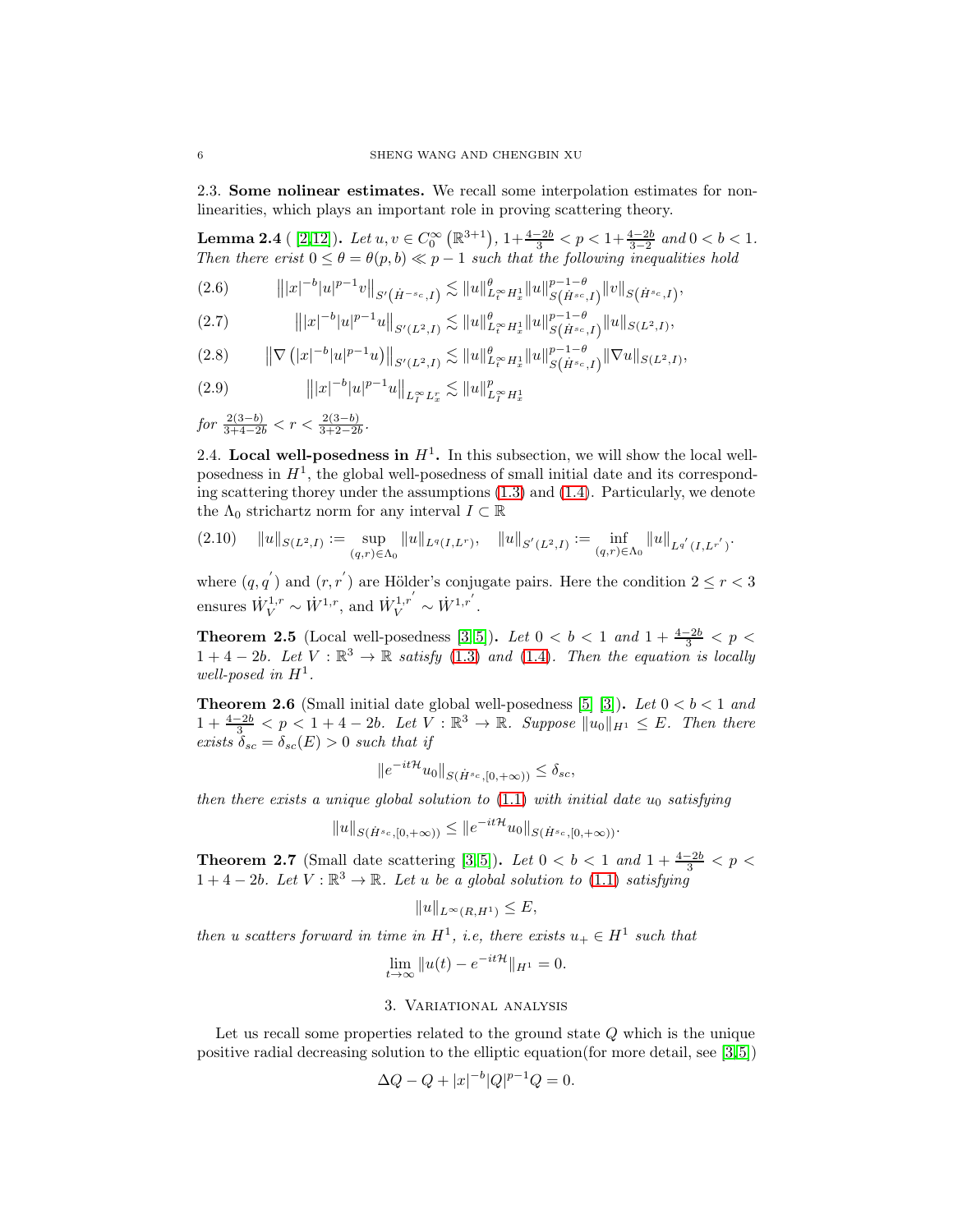### 2.3. Some nolinear estimates.

We recall some interpolation estimates for nonlinearities, which plays an important role in proving scattering theory.

**Lemma 2.4** ( [2,12]). *Let $u, v \in C_0^\infty\left(\mathbb{R}^{3+1}\right)$, $1+\frac{4-2b}{3} < p < 1+\frac{4-2b}{3-2}$ and $0 < b < 1$. Then there erist $0 \le \theta = \theta(p,b) \ll p-1$ such that the following inequalities hold*

$$\left\||x|^{-b}|u|^{p-1}v\right\|_{S'\left(\dot{H}^{-s_c},I\right)} \lesssim \|u\|^{\theta}_{L_t^\infty H_x^1}\|u\|^{p-1-\theta}_{S\left(\dot{H}^{s_c},I\right)}\|v\|_{S\left(\dot{H}^{s_c},I\right)}, \tag{2.6}$$

$$\left\||x|^{-b}|u|^{p-1}u\right\|_{S'(L^2,I)} \lesssim \|u\|^{\theta}_{L_t^\infty H_x^1}\|u\|^{p-1-\theta}_{S\left(\dot{H}^{s_c},I\right)}\|u\|_{S(L^2,I)}, \tag{2.7}$$

$$\left\|\nabla\left(|x|^{-b}|u|^{p-1}u\right)\right\|_{S'(L^2,I)} \lesssim \|u\|^{\theta}_{L_t^\infty H_x^1}\|u\|^{p-1-\theta}_{S\left(\dot{H}^{s_c},I\right)}\|\nabla u\|_{S(L^2,I)}, \tag{2.8}$$

$$\left\||x|^{-b}|u|^{p-1}u\right\|_{L_I^\infty L_x^r} \lesssim \|u\|^p_{L_I^\infty H_x^1} \tag{2.9}$$

*for* $\frac{2(3-b)}{3+4-2b} < r < \frac{2(3-b)}{3+2-2b}$.

### 2.4. Local well-posedness in $H^1$.

In this subsection, we will show the local well-posedness in $H^1$, the global well-posedness of small initial date and its corresponding scattering thorey under the assumptions (1.3) and (1.4). Particularly, we denote the $\Lambda_0$ strichartz norm for any interval $I \subset \mathbb{R}$

$$\|u\|_{S(L^2,I)} := \sup_{(q,r)\in\Lambda_0}\|u\|_{L^q(I,L^r)}, \quad \|u\|_{S'(L^2,I)} := \inf_{(q,r)\in\Lambda_0}\|u\|_{L^{q'}(I,L^{r'})}. \tag{2.10}$$

where $(q, q')$ and $(r, r')$ are Hölder's conjugate pairs. Here the condition $2 \le r < 3$ ensures $\dot{W}_V^{1,r} \sim \dot{W}^{1,r}$, and $\dot{W}_V^{1,r'} \sim \dot{W}^{1,r'}$.

**Theorem 2.5** (Local well-posedness [3,5]). *Let $0 < b < 1$ and $1 + \frac{4-2b}{3} < p < 1 + 4 - 2b$. Let $V : \mathbb{R}^3 \to \mathbb{R}$ satisfy (1.3) and (1.4). Then the equation is locally well-posed in $H^1$.*

**Theorem 2.6** (Small initial date global well-posedness [5] [3]). *Let $0 < b < 1$ and $1 + \frac{4-2b}{3} < p < 1 + 4 - 2b$. Let $V : \mathbb{R}^3 \to \mathbb{R}$. Suppose $\|u_0\|_{H^1} \le E$. Then there exists $\delta_{sc} = \delta_{sc}(E) > 0$ such that if*

$$\|e^{-it\mathcal{H}}u_0\|_{S(\dot{H}^{s_c},[0,+\infty))} \le \delta_{sc},$$

*then there exists a unique global solution to (1.1) with initial date $u_0$ satisfying*

$$\|u\|_{S(\dot{H}^{s_c},[0,+\infty))} \le \|e^{-it\mathcal{H}}u_0\|_{S(\dot{H}^{s_c},[0,+\infty))}.$$

**Theorem 2.7** (Small date scattering [3,5]). *Let $0 < b < 1$ and $1 + \frac{4-2b}{3} < p < 1 + 4 - 2b$. Let $V : \mathbb{R}^3 \to \mathbb{R}$. Let $u$ be a global solution to (1.1) satisfying*

$$\|u\|_{L^\infty(\mathbb{R},H^1)} \le E,$$

*then $u$ scatters forward in time in $H^1$, i.e, there exists $u_+ \in H^1$ such that*

$$\lim_{t\to\infty}\|u(t) - e^{-it\mathcal{H}}\|_{H^1} = 0.$$

## 3. Variational analysis

Let us recall some properties related to the ground state $Q$ which is the unique positive radial decreasing solution to the elliptic equation(for more detail, see [3,5])

$$\Delta Q - Q + |x|^{-b}|Q|^{p-1}Q = 0.$$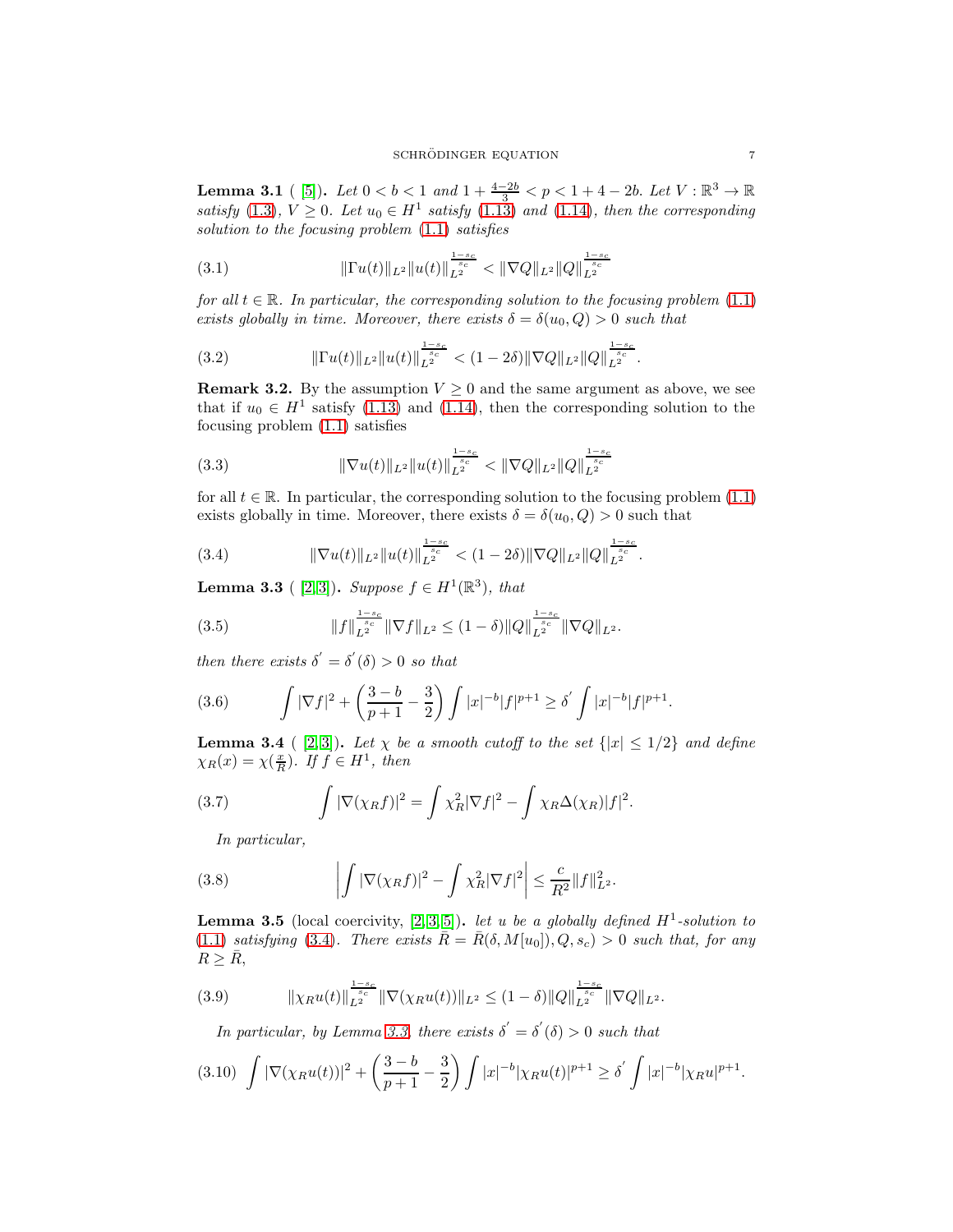**Lemma 3.1** ( [5]). *Let $0 < b < 1$ and $1 + \frac{4-2b}{3} < p < 1 + 4 - 2b$. Let $V : \mathbb{R}^3 \to \mathbb{R}$ satisfy (1.3), $V \geq 0$. Let $u_0 \in H^1$ satisfy (1.13) and (1.14), then the corresponding solution to the focusing problem (1.1) satisfies*

$$\|\Gamma u(t)\|_{L^2} \|u(t)\|_{L^2}^{\frac{1-s_c}{s_c}} < \|\nabla Q\|_{L^2} \|Q\|_{L^2}^{\frac{1-s_c}{s_c}} \tag{3.1}$$

*for all $t \in \mathbb{R}$. In particular, the corresponding solution to the focusing problem (1.1) exists globally in time. Moreover, there exists $\delta = \delta(u_0, Q) > 0$ such that*

$$\|\Gamma u(t)\|_{L^2} \|u(t)\|_{L^2}^{\frac{1-s_c}{s_c}} < (1 - 2\delta) \|\nabla Q\|_{L^2} \|Q\|_{L^2}^{\frac{1-s_c}{s_c}}. \tag{3.2}$$

**Remark 3.2.** By the assumption $V \geq 0$ and the same argument as above, we see that if $u_0 \in H^1$ satisfy (1.13) and (1.14), then the corresponding solution to the focusing problem (1.1) satisfies

$$\|\nabla u(t)\|_{L^2} \|u(t)\|_{L^2}^{\frac{1-s_c}{s_c}} < \|\nabla Q\|_{L^2} \|Q\|_{L^2}^{\frac{1-s_c}{s_c}} \tag{3.3}$$

for all $t \in \mathbb{R}$. In particular, the corresponding solution to the focusing problem (1.1) exists globally in time. Moreover, there exists $\delta = \delta(u_0, Q) > 0$ such that

$$\|\nabla u(t)\|_{L^2} \|u(t)\|_{L^2}^{\frac{1-s_c}{s_c}} < (1 - 2\delta) \|\nabla Q\|_{L^2} \|Q\|_{L^2}^{\frac{1-s_c}{s_c}}. \tag{3.4}$$

**Lemma 3.3** ( [2,3]). *Suppose $f \in H^1(\mathbb{R}^3)$, that*

$$\|f\|_{L^2}^{\frac{1-s_c}{s_c}} \|\nabla f\|_{L^2} \leq (1 - \delta) \|Q\|_{L^2}^{\frac{1-s_c}{s_c}} \|\nabla Q\|_{L^2}. \tag{3.5}$$

*then there exists $\delta' = \delta'(\delta) > 0$ so that*

$$\int |\nabla f|^2 + \left(\frac{3-b}{p+1} - \frac{3}{2}\right) \int |x|^{-b} |f|^{p+1} \geq \delta' \int |x|^{-b} |f|^{p+1}. \tag{3.6}$$

**Lemma 3.4** ( [2,3]). *Let $\chi$ be a smooth cutoff to the set $\{|x| \leq 1/2\}$ and define $\chi_R(x) = \chi(\frac{x}{R})$. If $f \in H^1$, then*

$$\int |\nabla(\chi_R f)|^2 = \int \chi_R^2 |\nabla f|^2 - \int \chi_R \Delta(\chi_R) |f|^2. \tag{3.7}$$

*In particular,*

$$\left| \int |\nabla(\chi_R f)|^2 - \int \chi_R^2 |\nabla f|^2 \right| \leq \frac{c}{R^2} \|f\|_{L^2}^2. \tag{3.8}$$

**Lemma 3.5** (local coercivity, [2,3,5]). *let $u$ be a globally defined $H^1$-solution to (1.1) satisfying (3.4). There exists $\bar{R} = \bar{R}(\delta, M[u_0]), Q, s_c) > 0$ such that, for any $R \geq \bar{R}$,*

$$\|\chi_R u(t)\|_{L^2}^{\frac{1-s_c}{s_c}} \|\nabla(\chi_R u(t))\|_{L^2} \leq (1 - \delta) \|Q\|_{L^2}^{\frac{1-s_c}{s_c}} \|\nabla Q\|_{L^2}. \tag{3.9}$$

*In particular, by Lemma 3.3, there exists $\delta' = \delta'(\delta) > 0$ such that*

$$\int |\nabla(\chi_R u(t))|^2 + \left(\frac{3-b}{p+1} - \frac{3}{2}\right) \int |x|^{-b} |\chi_R u(t)|^{p+1} \geq \delta' \int |x|^{-b} |\chi_R u|^{p+1}. \tag{3.10}$$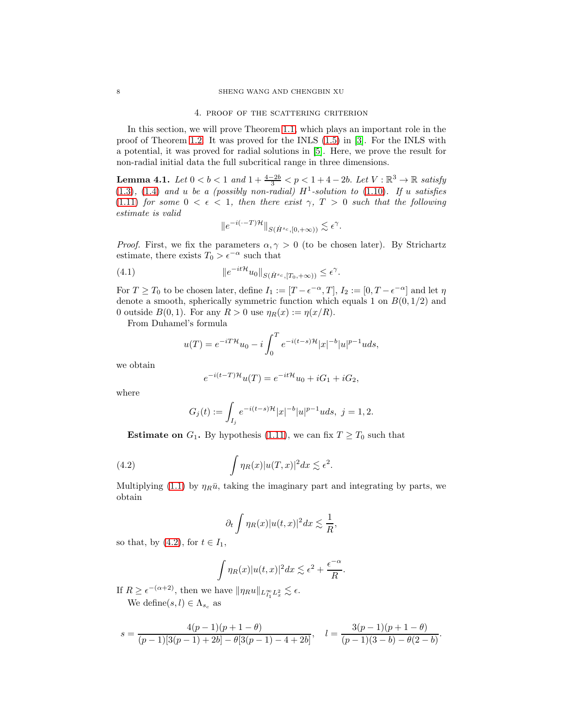## 4. Proof of the scattering criterion

In this section, we will prove Theorem 1.1, which plays an important role in the proof of Theorem 1.2. It was proved for the INLS (1.5) in [3]. For the INLS with a potential, it was proved for radial solutions in [5]. Here, we prove the result for non-radial initial data the full subcritical range in three dimensions.

**Lemma 4.1.** *Let $0 < b < 1$ and $1 + \frac{4-2b}{3} < p < 1 + 4 - 2b$. Let $V : \mathbb{R}^3 \to \mathbb{R}$ satisfy (1.3), (1.4) and $u$ be a (possibly non-radial) $H^1$-solution to (1.10). If $u$ satisfies (1.11) for some $0 < \epsilon < 1$, then there exist $\gamma$, $T > 0$ such that the following estimate is valid*

$$\|e^{-i(\cdot - T)\mathcal{H}}\|_{S(\dot{H}^{s_c},[0,+\infty))} \lesssim \epsilon^{\gamma}.$$

*Proof.* First, we fix the parameters $\alpha, \gamma > 0$ (to be chosen later). By Strichartz estimate, there exists $T_0 > \epsilon^{-\alpha}$ such that

$$\|e^{-it\mathcal{H}}u_0\|_{S(\dot{H}^{s_c},[T_0,+\infty))} \leq \epsilon^{\gamma}. \tag{4.1}$$

For $T \geq T_0$ to be chosen later, define $I_1 := [T - \epsilon^{-\alpha}, T]$, $I_2 := [0, T - \epsilon^{-\alpha}]$ and let $\eta$ denote a smooth, spherically symmetric function which equals 1 on $B(0, 1/2)$ and 0 outside $B(0,1)$. For any $R > 0$ use $\eta_R(x) := \eta(x/R)$.

From Duhamel's formula

$$u(T) = e^{-iT\mathcal{H}}u_0 - i\int_0^T e^{-i(t-s)\mathcal{H}}|x|^{-b}|u|^{p-1}u ds,$$

we obtain

$$e^{-i(t-T)\mathcal{H}}u(T) = e^{-it\mathcal{H}}u_0 + iG_1 + iG_2,$$

where

$$G_j(t) := \int_{I_j} e^{-i(t-s)\mathcal{H}}|x|^{-b}|u|^{p-1}u ds, \ j = 1, 2.$$

**Estimate on $G_1$.** By hypothesis (1.11), we can fix $T \geq T_0$ such that

$$\int \eta_R(x)|u(T,x)|^2 dx \lesssim \epsilon^2. \tag{4.2}$$

Multiplying (1.1) by $\eta_R \bar{u}$, taking the imaginary part and integrating by parts, we obtain

$$\partial_t \int \eta_R(x)|u(t,x)|^2 dx \lesssim \frac{1}{R},$$

so that, by (4.2), for $t \in I_1$,

$$\int \eta_R(x)|u(t,x)|^2 dx \lesssim \epsilon^2 + \frac{\epsilon^{-\alpha}}{R}.$$

If $R \geq \epsilon^{-(\alpha+2)}$, then we have $\|\eta_R u\|_{L^\infty_{I_1}L^2_x} \lesssim \epsilon$.

We define$(s, l) \in \Lambda_{s_c}$ as

$$s = \frac{4(p-1)(p+1-\theta)}{(p-1)[3(p-1)+2b] - \theta[3(p-1)-4+2b]}, \quad l = \frac{3(p-1)(p+1-\theta)}{(p-1)(3-b) - \theta(2-b)}.$$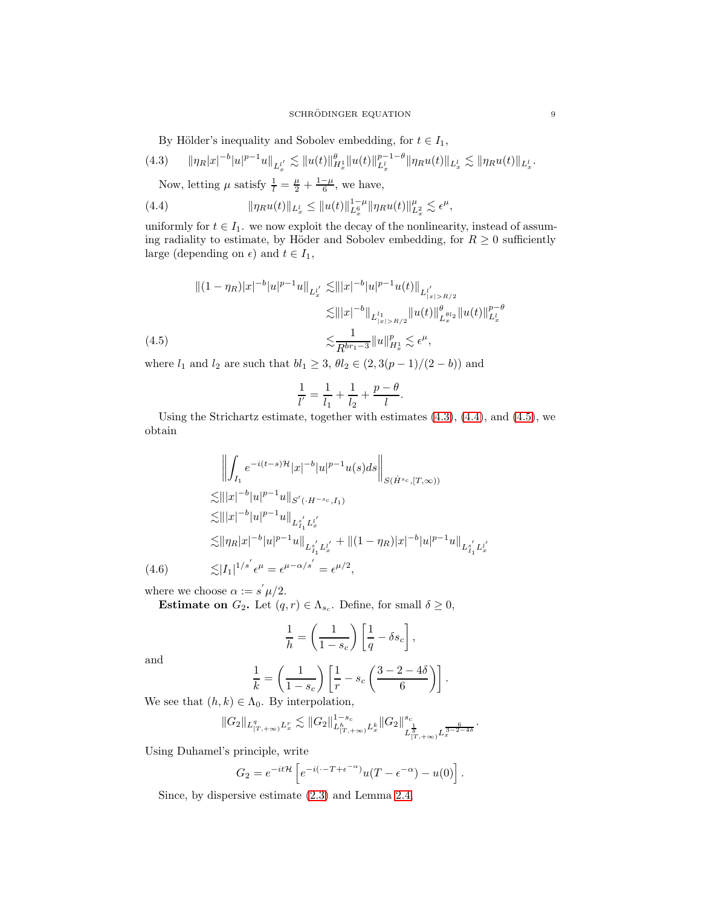By Hölder's inequality and Sobolev embedding, for $t \in I_1$,

$$\|\eta_R |x|^{-b}|u|^{p-1}u\|_{L_x^{l'}} \lesssim \|u(t)\|_{H_x^1}^{\theta}\|u(t)\|_{L_x^l}^{p-1-\theta}\|\eta_R u(t)\|_{L_x^l} \lesssim \|\eta_R u(t)\|_{L_x^l}. \tag{4.3}$$

Now, letting $\mu$ satisfy $\frac{1}{l} = \frac{\mu}{2} + \frac{1-\mu}{6}$, we have,

$$\|\eta_R u(t)\|_{L_x^l} \leq \|u(t)\|_{L_x^6}^{1-\mu}\|\eta_R u(t)\|_{L_x^2}^{\mu} \lesssim \epsilon^{\mu}, \tag{4.4}$$

uniformly for $t \in I_1$. we now exploit the decay of the nonlinearity, instead of assuming radiality to estimate, by Höder and Sobolev embedding, for $R \geq 0$ sufficiently large (depending on $\epsilon$) and $t \in I_1$,

$$\begin{aligned}
\|(1-\eta_R)|x|^{-b}|u|^{p-1}u\|_{L_x^{l'}} \lesssim& \||x|^{-b}|u|^{p-1}u(t)\|_{L^{l'}_{|x|>R/2}} \\
\lesssim& \||x|^{-b}\|_{L^{l_1}_{|x|>R/2}}\|u(t)\|_{L_x^{\theta l_2}}^{\theta}\|u(t)\|_{L_x^l}^{p-\theta} \\
\lesssim& \frac{1}{R^{br_1-3}}\|u\|_{H_x^1}^p \lesssim \epsilon^{\mu},
\end{aligned} \tag{4.5}$$

where $l_1$ and $l_2$ are such that $bl_1 \geq 3$, $\theta l_2 \in (2, 3(p-1)/(2-b))$ and

$$\frac{1}{l'} = \frac{1}{l_1} + \frac{1}{l_2} + \frac{p-\theta}{l}.$$

Using the Strichartz estimate, together with estimates (4.3), (4.4), and (4.5), we obtain

$$\begin{aligned}
&\left\|\int_{I_1} e^{-i(t-s)\mathcal{H}}|x|^{-b}|u|^{p-1}u(s)ds\right\|_{S(\dot{H}^{s_c},[T,\infty))} \\
\lesssim& \||x|^{-b}|u|^{p-1}u\|_{S'(\cdot H^{-s_c},I_1)} \\
\lesssim& \||x|^{-b}|u|^{p-1}u\|_{L_{I_1}^{s'}L_x^{l'}} \\
\lesssim& \|\eta_R|x|^{-b}|u|^{p-1}u\|_{L_{I_1}^{s'}L_x^{l'}} + \|(1-\eta_R)|x|^{-b}|u|^{p-1}u\|_{L_{I_1}^{s'}L_x^{l'}} \\
\lesssim& |I_1|^{1/s'}\epsilon^{\mu} = \epsilon^{\mu-\alpha/s'} = \epsilon^{\mu/2},
\end{aligned} \tag{4.6}$$

where we choose $\alpha := s'\mu/2$.

**Estimate on $G_2$.** Let $(q,r) \in \Lambda_{s_c}$. Define, for small $\delta \geq 0$,

$$\frac{1}{h} = \left(\frac{1}{1-s_c}\right)\left[\frac{1}{q} - \delta s_c\right],$$

and

$$\frac{1}{k} = \left(\frac{1}{1-s_c}\right)\left[\frac{1}{r} - s_c\left(\frac{3-2-4\delta}{6}\right)\right].$$

We see that $(h,k) \in \Lambda_0$. By interpolation,

$$\|G_2\|_{L^q_{[T,+\infty)}L^r_x} \lesssim \|G_2\|^{1-s_c}_{L^h_{[T,+\infty)}L^k_x}\|G_2\|^{s_c}_{L^{\frac{1}{\delta}}_{[T,+\infty)}L_x^{\frac{6}{3-2-4\delta}}}.$$

Using Duhamel's principle, write

$$G_2 = e^{-it\mathcal{H}}\left[e^{-i(\cdot-T+\epsilon^{-\alpha})}u(T-\epsilon^{-\alpha}) - u(0)\right].$$

Since, by dispersive estimate (2.3) and Lemma 2.4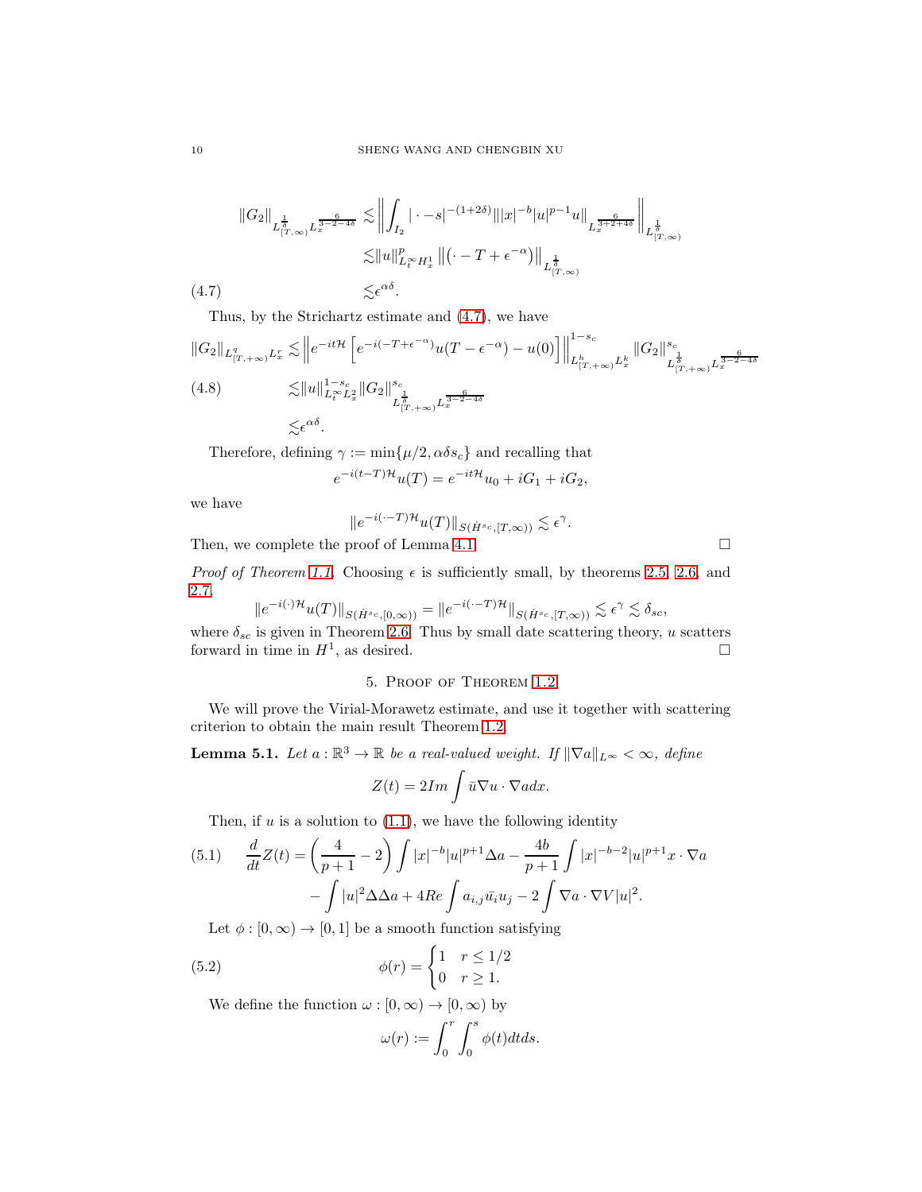$$
\begin{aligned}
\|G_2\|_{L^{\frac{1}{\delta}}_{[T,\infty)}L_x^{\frac{6}{3-2-4\delta}}} &\lesssim \left\| \int_{I_2} |\cdot - s|^{-(1+2\delta)} \||x|^{-b}|u|^{p-1}u\|_{L_x^{\frac{6}{3+2+4\delta}}} \right\|_{L^{\frac{1}{\delta}}_{[T,\infty)}} \\
&\lesssim \|u\|^p_{L_t^\infty H_x^1} \left\| \left(\cdot - T + \epsilon^{-\alpha}\right) \right\|_{L^{\frac{1}{\delta}}_{[T,\infty)}} \\
&\lesssim \epsilon^{\alpha\delta}. \qquad (4.7)
\end{aligned}
$$

Thus, by the Strichartz estimate and (4.7), we have

$$
\begin{aligned}
\|G_2\|_{L^q_{[T,+\infty)}L_x^r} &\lesssim \left\| e^{-it\mathcal{H}} \left[ e^{-i(-T+\epsilon^{-\alpha})} u(T-\epsilon^{-\alpha}) - u(0) \right] \right\|^{1-s_c}_{L^h_{[T,+\infty)}L_x^k} \|G_2\|^{s_c}_{L^{\frac{1}{\delta}}_{[T,+\infty)}L_x^{\frac{6}{3-2-4\delta}}} \\
&\lesssim \|u\|^{1-s_c}_{L_t^\infty L_x^2} \|G_2\|^{s_c}_{L^{\frac{1}{\delta}}_{[T,+\infty)}L_x^{\frac{6}{3-2-4\delta}}} \qquad (4.8) \\
&\lesssim \epsilon^{\alpha\delta}.
\end{aligned}
$$

Therefore, defining $\gamma := \min\{\mu/2, \alpha\delta s_c\}$ and recalling that

$$
e^{-i(t-T)\mathcal{H}}u(T) = e^{-it\mathcal{H}}u_0 + iG_1 + iG_2,
$$

we have

$$
\|e^{-i(\cdot-T)\mathcal{H}}u(T)\|_{S(\dot{H}^{s_c},[T,\infty))} \lesssim \epsilon^\gamma.
$$

Then, we complete the proof of Lemma 4.1. □

*Proof of Theorem 1.1.* Choosing $\epsilon$ is sufficiently small, by theorems 2.5, 2.6, and 2.7,

$$
\|e^{-i(\cdot)\mathcal{H}}u(T)\|_{S(\dot{H}^{s_c},[0,\infty))} = \|e^{-i(\cdot-T)\mathcal{H}}\|_{S(\dot{H}^{s_c},[T,\infty))} \lesssim \epsilon^\gamma \lesssim \delta_{sc},
$$

where $\delta_{sc}$ is given in Theorem 2.6. Thus by small date scattering theory, $u$ scatters forward in time in $H^1$, as desired. □

## 5. Proof of Theorem 1.2

We will prove the Virial-Morawetz estimate, and use it together with scattering criterion to obtain the main result Theorem 1.2.

**Lemma 5.1.** *Let $a : \mathbb{R}^3 \to \mathbb{R}$ be a real-valued weight. If $\|\nabla a\|_{L^\infty} < \infty$, define*

$$
Z(t) = 2Im \int \bar{u}\nabla u \cdot \nabla a dx.
$$

Then, if $u$ is a solution to (1.1), we have the following identity

$$
\begin{aligned}
\frac{d}{dt}Z(t) = &\left(\frac{4}{p+1} - 2\right) \int |x|^{-b}|u|^{p+1}\Delta a - \frac{4b}{p+1}\int |x|^{-b-2}|u|^{p+1}x \cdot \nabla a \\
&- \int |u|^2 \Delta\Delta a + 4Re \int a_{i,j}\bar{u}_i u_j - 2\int \nabla a \cdot \nabla V |u|^2. \qquad (5.1)
\end{aligned}
$$

Let $\phi : [0,\infty) \to [0,1]$ be a smooth function satisfying

$$
\phi(r) = \begin{cases} 1 & r \le 1/2 \\ 0 & r \ge 1. \end{cases} \qquad (5.2)
$$

We define the function $\omega : [0,\infty) \to [0,\infty)$ by

$$
\omega(r) := \int_0^r \int_0^s \phi(t) dt ds.
$$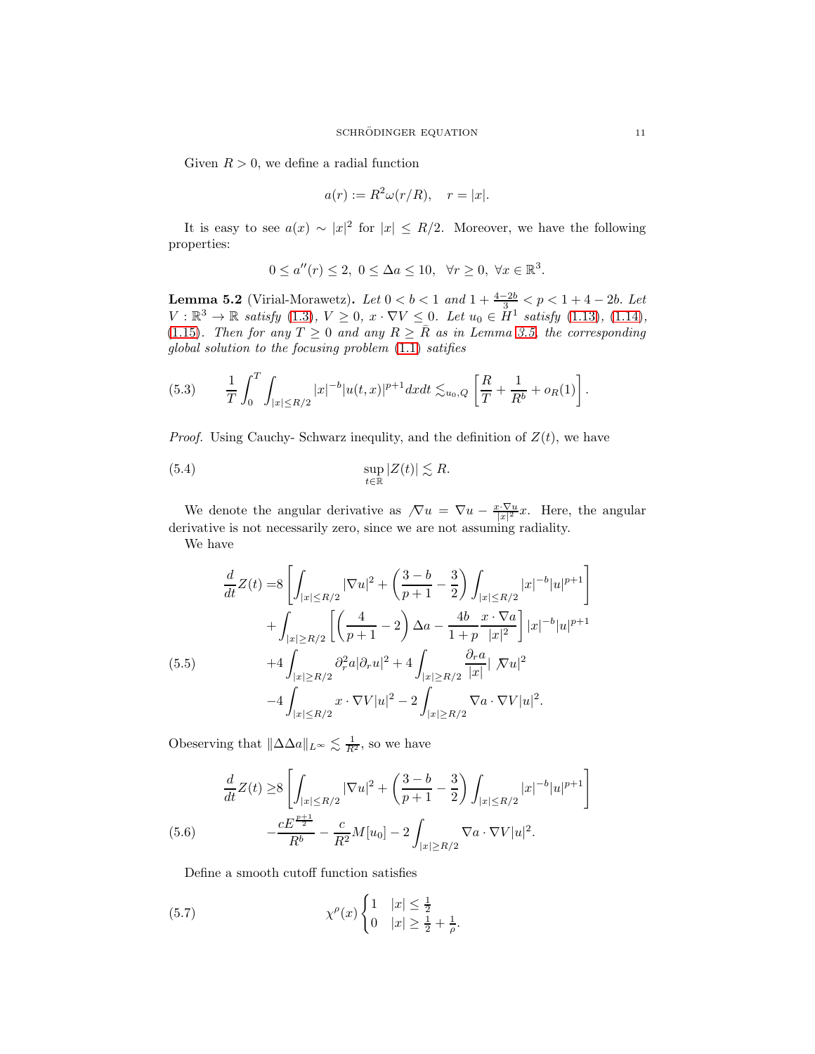Given $R > 0$, we define a radial function

$$a(r) := R^2 \omega(r/R), \quad r = |x|.$$

It is easy to see $a(x) \sim |x|^2$ for $|x| \le R/2$. Moreover, we have the following properties:

$$0 \le a''(r) \le 2, \; 0 \le \Delta a \le 10, \quad \forall r \ge 0, \; \forall x \in \mathbb{R}^3.$$

**Lemma 5.2** (Virial-Morawetz)**.** *Let $0 < b < 1$ and $1 + \frac{4-2b}{3} < p < 1 + 4 - 2b$. Let $V : \mathbb{R}^3 \to \mathbb{R}$ satisfy (1.3), $V \ge 0$, $x \cdot \nabla V \le 0$. Let $u_0 \in H^1$ satisfy (1.13), (1.14), (1.15). Then for any $T \ge 0$ and any $R \ge \bar{R}$ as in Lemma 3.5, the corresponding global solution to the focusing problem (1.1) satifies*

$$\frac{1}{T}\int_0^T \int_{|x|\le R/2} |x|^{-b}|u(t,x)|^{p+1} dx dt \lesssim_{u_0,Q} \left[\frac{R}{T} + \frac{1}{R^b} + o_R(1)\right]. \tag{5.3}$$

*Proof.* Using Cauchy- Schwarz inequlity, and the definition of $Z(t)$, we have

$$\sup_{t\in\mathbb{R}} |Z(t)| \lesssim R. \tag{5.4}$$

We denote the angular derivative as $\not\nabla u = \nabla u - \frac{x \cdot \nabla u}{|x|^2}x$. Here, the angular derivative is not necessarily zero, since we are not assuming radiality.

We have

$$\begin{aligned}
\frac{d}{dt}Z(t) =& 8\left[\int_{|x|\le R/2} |\nabla u|^2 + \left(\frac{3-b}{p+1} - \frac{3}{2}\right)\int_{|x|\le R/2} |x|^{-b}|u|^{p+1}\right] \\
&+ \int_{|x|\ge R/2}\left[\left(\frac{4}{p+1} - 2\right)\Delta a - \frac{4b}{1+p}\frac{x\cdot\nabla a}{|x|^2}\right]|x|^{-b}|u|^{p+1} \\
&+4\int_{|x|\ge R/2} \partial_r^2 a |\partial_r u|^2 + 4\int_{|x|\ge R/2} \frac{\partial_r a}{|x|}|\not\nabla u|^2 \\
&-4\int_{|x|\le R/2} x\cdot\nabla V|u|^2 - 2\int_{|x|\ge R/2} \nabla a\cdot\nabla V|u|^2.
\end{aligned} \tag{5.5}$$

Obeserving that $\|\Delta\Delta a\|_{L^\infty} \lesssim \frac{1}{R^2}$, so we have

$$\begin{aligned}
\frac{d}{dt}Z(t) \ge& 8\left[\int_{|x|\le R/2} |\nabla u|^2 + \left(\frac{3-b}{p+1} - \frac{3}{2}\right)\int_{|x|\le R/2} |x|^{-b}|u|^{p+1}\right] \\
&-\frac{cE^{\frac{p+1}{2}}}{R^b} - \frac{c}{R^2}M[u_0] - 2\int_{|x|\ge R/2} \nabla a\cdot\nabla V|u|^2.
\end{aligned} \tag{5.6}$$

Define a smooth cutoff function satisfies

$$\chi^\rho(x)\begin{cases} 1 & |x| \le \frac{1}{2} \\ 0 & |x| \ge \frac{1}{2} + \frac{1}{\rho}. \end{cases} \tag{5.7}$$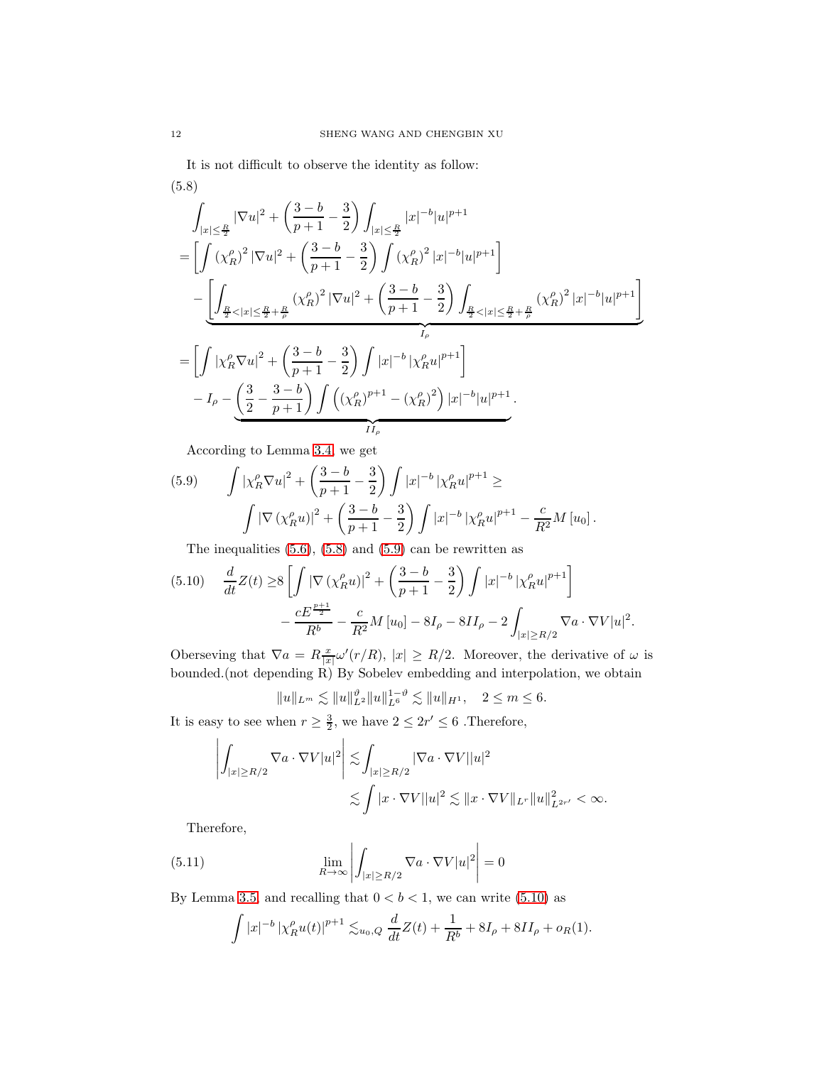It is not difficult to observe the identity as follow:

(5.8)

$$
\begin{aligned}
&\int_{|x|\le \frac{R}{2}} |\nabla u|^2 + \left(\frac{3-b}{p+1} - \frac{3}{2}\right) \int_{|x|\le \frac{R}{2}} |x|^{-b}|u|^{p+1} \\
=& \left[\int \left(\chi_R^\rho\right)^2 |\nabla u|^2 + \left(\frac{3-b}{p+1} - \frac{3}{2}\right) \int \left(\chi_R^\rho\right)^2 |x|^{-b}|u|^{p+1}\right] \\
&- \underbrace{\left[\int_{\frac{R}{2}<|x|\le \frac{R}{2}+\frac{R}{\rho}} \left(\chi_R^\rho\right)^2 |\nabla u|^2 + \left(\frac{3-b}{p+1} - \frac{3}{2}\right) \int_{\frac{R}{2}<|x|\le \frac{R}{2}+\frac{R}{\rho}} \left(\chi_R^\rho\right)^2 |x|^{-b}|u|^{p+1}\right]}_{I_\rho} \\
=& \left[\int \left|\chi_R^\rho \nabla u\right|^2 + \left(\frac{3-b}{p+1} - \frac{3}{2}\right) \int |x|^{-b} \left|\chi_R^\rho u\right|^{p+1}\right] \\
&- I_\rho - \underbrace{\left(\frac{3}{2} - \frac{3-b}{p+1}\right) \int \left(\left(\chi_R^\rho\right)^{p+1} - \left(\chi_R^\rho\right)^2\right) |x|^{-b}|u|^{p+1}}_{II_\rho}.
\end{aligned}
$$

According to Lemma 3.4, we get

$$
\begin{aligned}
(5.9)\qquad \int \left|\chi_R^\rho \nabla u\right|^2 + \left(\frac{3-b}{p+1} - \frac{3}{2}\right) \int |x|^{-b} \left|\chi_R^\rho u\right|^{p+1} \ge \\
\int \left|\nabla \left(\chi_R^\rho u\right)\right|^2 + \left(\frac{3-b}{p+1} - \frac{3}{2}\right) \int |x|^{-b} \left|\chi_R^\rho u\right|^{p+1} - \frac{c}{R^2} M\left[u_0\right].
\end{aligned}
$$

The inequalities (5.6), (5.8) and (5.9) can be rewritten as

$$
\begin{aligned}
(5.10)\qquad \frac{d}{dt} Z(t) \ge & 8\left[\int \left|\nabla \left(\chi_R^\rho u\right)\right|^2 + \left(\frac{3-b}{p+1} - \frac{3}{2}\right) \int |x|^{-b} \left|\chi_R^\rho u\right|^{p+1}\right] \\
&- \frac{cE^{\frac{p+1}{2}}}{R^b} - \frac{c}{R^2} M\left[u_0\right] - 8 I_\rho - 8 II_\rho - 2\int_{|x|\ge R/2} \nabla a \cdot \nabla V |u|^2.
\end{aligned}
$$

Oberseving that $\nabla a = R\frac{x}{|x|}\omega'(r/R)$, $|x| \ge R/2$. Moreover, the derivative of $\omega$ is bounded.(not depending R) By Sobelev embedding and interpolation, we obtain

$$
\|u\|_{L^m} \lesssim \|u\|_{L^2}^{\vartheta} \|u\|_{L^6}^{1-\vartheta} \lesssim \|u\|_{H^1}, \quad 2 \le m \le 6.
$$

It is easy to see when $r \ge \frac{3}{2}$, we have $2 \le 2r' \le 6$ .Therefore,

$$
\begin{aligned}
\left|\int_{|x|\ge R/2} \nabla a \cdot \nabla V |u|^2\right| &\lesssim \int_{|x|\ge R/2} |\nabla a \cdot \nabla V||u|^2 \\
&\lesssim \int |x \cdot \nabla V||u|^2 \lesssim \|x \cdot \nabla V\|_{L^r} \|u\|_{L^{2r'}}^2 < \infty.
\end{aligned}
$$

Therefore,

$$
(5.11)\qquad \lim_{R\to\infty} \left|\int_{|x|\ge R/2} \nabla a \cdot \nabla V |u|^2\right| = 0
$$

By Lemma 3.5, and recalling that $0 < b < 1$, we can write (5.10) as

$$
\int |x|^{-b} \left|\chi_R^\rho u(t)\right|^{p+1} \lesssim_{u_0, Q} \frac{d}{dt} Z(t) + \frac{1}{R^b} + 8 I_\rho + 8 II_\rho + o_R(1).
$$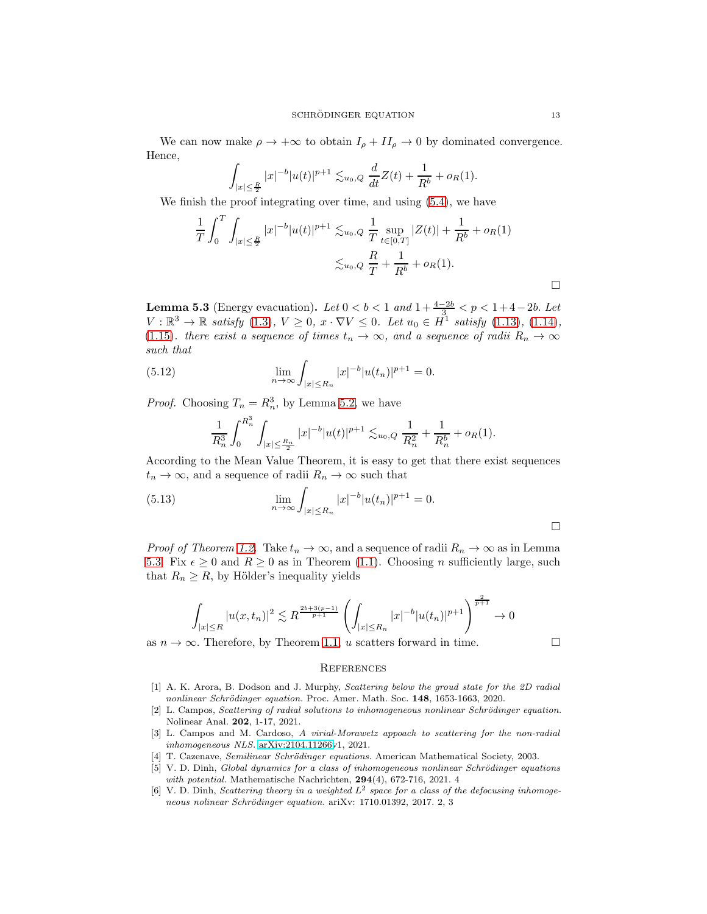We can now make $\rho \to +\infty$ to obtain $I_\rho + II_\rho \to 0$ by dominated convergence. Hence,

$$\int_{|x|\leq \frac{R}{2}} |x|^{-b}|u(t)|^{p+1} \lesssim_{u_0,Q} \frac{d}{dt}Z(t) + \frac{1}{R^b} + o_R(1).$$

We finish the proof integrating over time, and using (5.4), we have

$$\begin{aligned}
\frac{1}{T}\int_0^T \int_{|x|\leq \frac{R}{2}} |x|^{-b}|u(t)|^{p+1} &\lesssim_{u_0,Q} \frac{1}{T}\sup_{t\in[0,T]}|Z(t)| + \frac{1}{R^b} + o_R(1) \\
&\lesssim_{u_0,Q} \frac{R}{T} + \frac{1}{R^b} + o_R(1).
\end{aligned}$$

□

**Lemma 5.3** (Energy evacuation)**.** *Let $0 < b < 1$ and $1 + \frac{4-2b}{3} < p < 1 + 4 - 2b$. Let $V : \mathbb{R}^3 \to \mathbb{R}$ satisfy (1.3), $V \geq 0$, $x \cdot \nabla V \leq 0$. Let $u_0 \in H^1$ satisfy (1.13), (1.14), (1.15). there exist a sequence of times $t_n \to \infty$, and a sequence of radii $R_n \to \infty$ such that*

$$\lim_{n\to\infty} \int_{|x|\leq R_n} |x|^{-b}|u(t_n)|^{p+1} = 0. \tag{5.12}$$

*Proof.* Choosing $T_n = R_n^3$, by Lemma 5.2, we have

$$\frac{1}{R_n^3}\int_0^{R_n^3} \int_{|x|\leq \frac{R_n}{2}} |x|^{-b}|u(t)|^{p+1} \lesssim_{u_0,Q} \frac{1}{R_n^2} + \frac{1}{R_n^b} + o_R(1).$$

According to the Mean Value Theorem, it is easy to get that there exist sequences $t_n \to \infty$, and a sequence of radii $R_n \to \infty$ such that

$$\lim_{n\to\infty} \int_{|x|\leq R_n} |x|^{-b}|u(t_n)|^{p+1} = 0. \tag{5.13}$$

□

*Proof of Theorem 1.2.* Take $t_n \to \infty$, and a sequence of radii $R_n \to \infty$ as in Lemma 5.3. Fix $\epsilon \geq 0$ and $R \geq 0$ as in Theorem (1.1). Choosing $n$ sufficiently large, such that $R_n \geq R$, by Hölder's inequality yields

$$\int_{|x|\leq R} |u(x,t_n)|^2 \lesssim R^{\frac{2b+3(p-1)}{p+1}} \left(\int_{|x|\leq R_n} |x|^{-b}|u(t_n)|^{p+1}\right)^{\frac{2}{p+1}} \to 0$$

as $n \to \infty$. Therefore, by Theorem 1.1, $u$ scatters forward in time. □

## References

[1] A. K. Arora, B. Dodson and J. Murphy, *Scattering below the groud state for the 2D radial nonlinear Schrödinger equation.* Proc. Amer. Math. Soc. **148**, 1653-1663, 2020.

[2] L. Campos, *Scattering of radial solutions to inhomogeneous nonlinear Schrödinger equation.* Nolinear Anal. **202**, 1-17, 2021.

[3] L. Campos and M. Cardoso, *A virial-Morawetz appoach to scattering for the non-radial inhomogeneous NLS.* arXiv:2104.11266v1, 2021.

[4] T. Cazenave, *Semilinear Schrödinger equations.* American Mathematical Society, 2003.

[5] V. D. Dinh, *Global dynamics for a class of inhomogeneous nonlinear Schrödinger equations with potential.* Mathematische Nachrichten, **294**(4), 672-716, 2021. 4

[6] V. D. Dinh, *Scattering theory in a weighted $L^2$ space for a class of the defocusing inhomogeneous nolinear Schrödinger equation.* ariXv: 1710.01392, 2017. 2, 3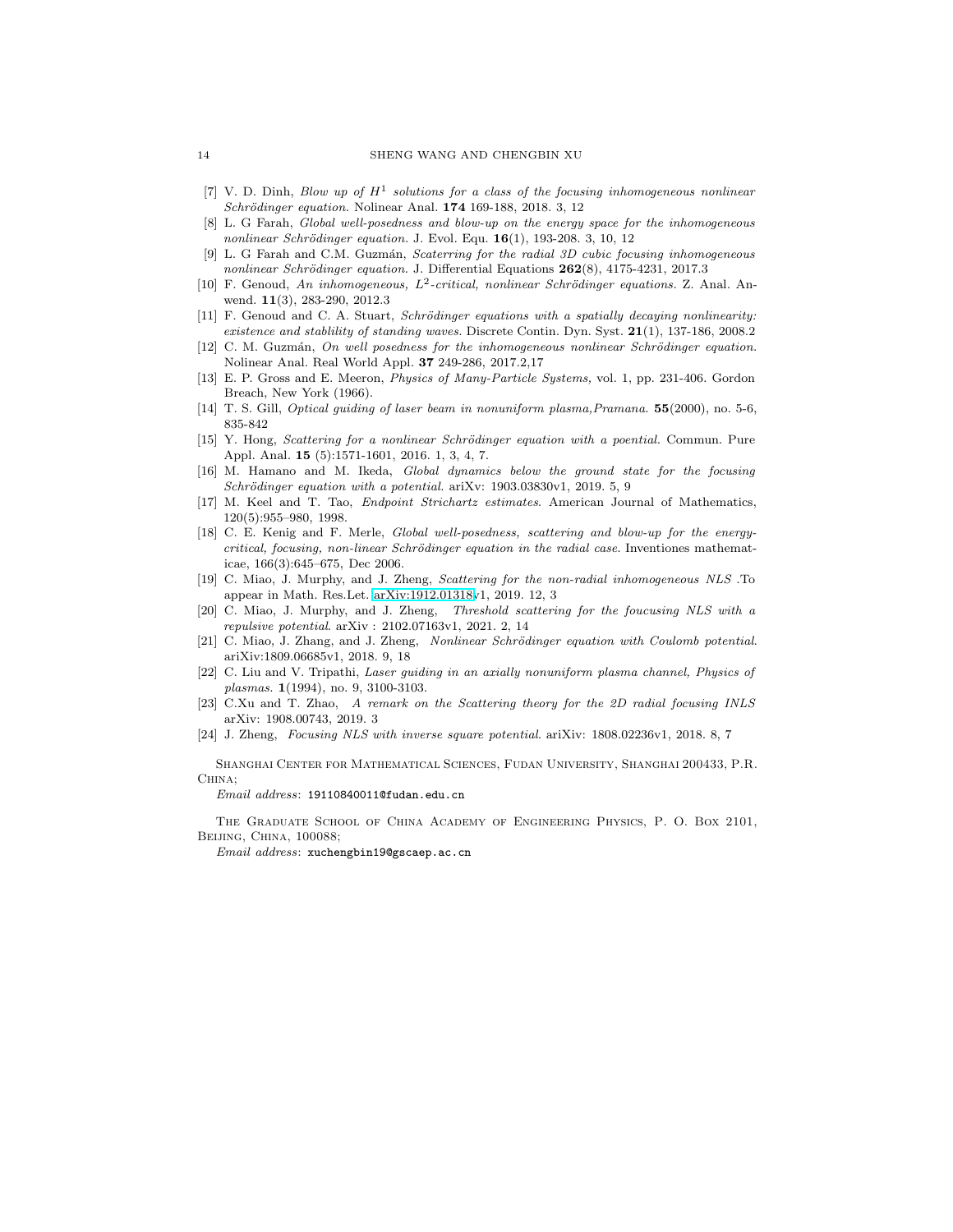[7] V. D. Dinh, *Blow up of $H^1$ solutions for a class of the focusing inhomogeneous nonlinear Schrödinger equation.* Nolinear Anal. **174** 169-188, 2018. 3, 12

[8] L. G Farah, *Global well-posedness and blow-up on the energy space for the inhomogeneous nonlinear Schrödinger equation.* J. Evol. Equ. **16**(1), 193-208. 3, 10, 12

[9] L. G Farah and C.M. Guzmán, *Scaterring for the radial 3D cubic focusing inhomogeneous nonlinear Schrödinger equation.* J. Differential Equations **262**(8), 4175-4231, 2017.3

[10] F. Genoud, *An inhomogeneous, $L^2$-critical, nonlinear Schrödinger equations.* Z. Anal. Anwend. **11**(3), 283-290, 2012.3

[11] F. Genoud and C. A. Stuart, *Schrödinger equations with a spatially decaying nonlinearity: existence and stablility of standing waves.* Discrete Contin. Dyn. Syst. **21**(1), 137-186, 2008.2

[12] C. M. Guzmán, *On well posedness for the inhomogeneous nonlinear Schrödinger equation.* Nolinear Anal. Real World Appl. **37** 249-286, 2017.2,17

[13] E. P. Gross and E. Meeron, *Physics of Many-Particle Systems,* vol. 1, pp. 231-406. Gordon Breach, New York (1966).

[14] T. S. Gill, *Optical guiding of laser beam in nonuniform plasma,Pramana.* **55**(2000), no. 5-6, 835-842

[15] Y. Hong, *Scattering for a nonlinear Schrödinger equation with a poential.* Commun. Pure Appl. Anal. **15** (5):1571-1601, 2016. 1, 3, 4, 7.

[16] M. Hamano and M. Ikeda, *Global dynamics below the ground state for the focusing Schrödinger equation with a potential.* ariXv: 1903.03830v1, 2019. 5, 9

[17] M. Keel and T. Tao, *Endpoint Strichartz estimates.* American Journal of Mathematics, 120(5):955–980, 1998.

[18] C. E. Kenig and F. Merle, *Global well-posedness, scattering and blow-up for the energy-critical, focusing, non-linear Schrödinger equation in the radial case.* Inventiones mathematicae, 166(3):645–675, Dec 2006.

[19] C. Miao, J. Murphy, and J. Zheng, *Scattering for the non-radial inhomogeneous NLS* .To appear in Math. Res.Let. arXiv:1912.01318v1, 2019. 12, 3

[20] C. Miao, J. Murphy, and J. Zheng, *Threshold scattering for the foucusing NLS with a repulsive potential.* arXiv : 2102.07163v1, 2021. 2, 14

[21] C. Miao, J. Zhang, and J. Zheng, *Nonlinear Schrödinger equation with Coulomb potential.* ariXiv:1809.06685v1, 2018. 9, 18

[22] C. Liu and V. Tripathi, *Laser guiding in an axially nonuniform plasma channel, Physics of plasmas.* **1**(1994), no. 9, 3100-3103.

[23] C.Xu and T. Zhao, *A remark on the Scattering theory for the 2D radial focusing INLS* arXiv: 1908.00743, 2019. 3

[24] J. Zheng, *Focusing NLS with inverse square potential.* ariXiv: 1808.02236v1, 2018. 8, 7

Shanghai Center for Mathematical Sciences, Fudan University, Shanghai 200433, P.R. China;

*Email address*: 19110840011@fudan.edu.cn

The Graduate School of China Academy of Engineering Physics, P. O. Box 2101, Beijing, China, 100088;

*Email address*: xuchengbin19@gscaep.ac.cn